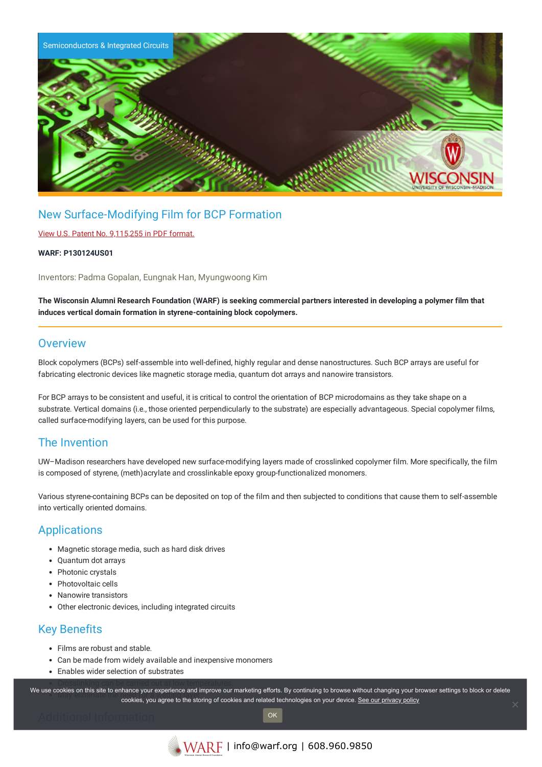Semiconductors & Integrated Circuits

# New Surface-Modifying Film for BCP Formation

View U.S. Patent No. 9,115,255 in PDF format.

**WARF: P130124US01**

Inventors: Padma Gopalan, Eungnak Han, Myungwoong Kim

**The Wisconsin Alumni Research Foundation (WARF) is seeking commercial partners interested in developing a polymer film that induces vertical domain formation in styrene-containing block copolymers.**

## Overview

Block copolymers (BCPs) self-assemble into well-defined, highly regular and dense nanostructures. Such BCP arrays are useful for fabricating electronic devices like magnetic storage media, quantum dot arrays and nanowire transistors.

For BCP arrays to be consistent and useful, it is critical to control the orientation of BCP microdomains as they take shape on a substrate. Vertical domains (i.e., those oriented perpendicularly to the substrate) are especially advantageous. Special copolymer films, called surface-modifying layers, can be used for this purpose.

## The Invention

UW–Madison researchers have developed new surface-modifying layers made of crosslinked copolymer film. More specifically, the film is composed of styrene, (meth)acrylate and crosslinkable epoxy group-functionalized monomers.

Various styrene-containing BCPs can be deposited on top of the film and then subjected to conditions that cause them to self-assemble into vertically oriented domains.

## Applications

- Magnetic storage media, such as hard disk drives
- Quantum dot arrays
- Photonic crystals
- Photovoltaic cells
- Nanowire transistors
- Other electronic devices, including integrated circuits

## Key Benefits

- Films are robust and stable.
- Can be made from widely available and inexpensive monomers
- Enables wider selection of substrates
- Crosslinking can be carried out at low temperatures
- May eliminate the

## Additional Information

We use cookies on this site to enhance your experience and improve our marketing efforts. By continuing to browse without changing your browser settings to block or delete cookies, you agree to the storing of cookies and related technologies on your device. See our privacy policy

OK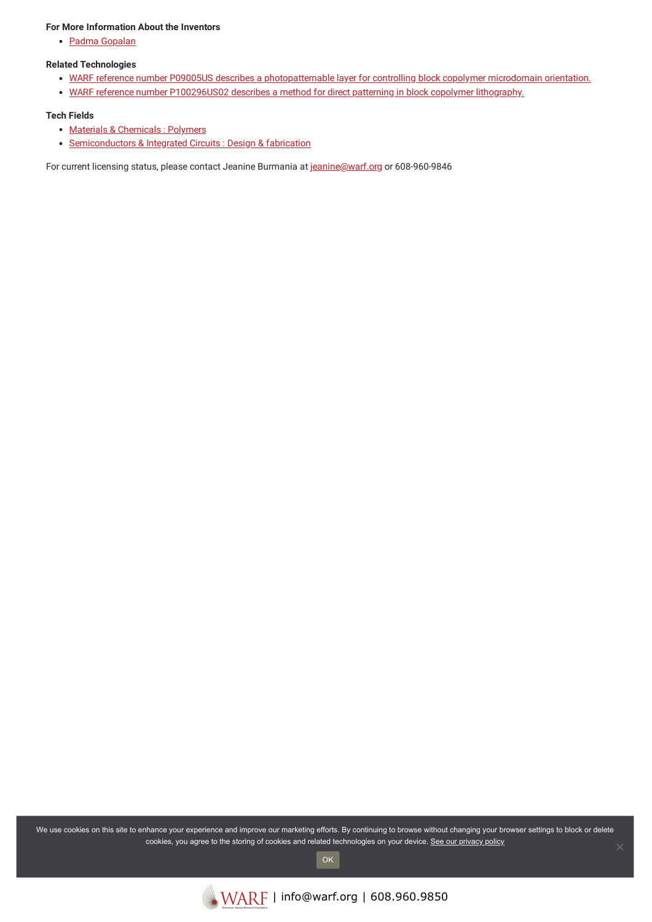**For More Information About the Inventors**

- Padma Gopalan

**Related Technologies**

- WARF reference number P09005US describes a photopatternable layer for controlling block copolymer microdomain orientation.
- WARF reference number P100296US02 describes a method for direct patterning in block copolymer lithography.

**Tech Fields**

- Materials & Chemicals : Polymers
- Semiconductors & Integrated Circuits : Design & fabrication

For current licensing status, please contact Jeanine Burmania at jeanine@warf.org or 608-960-9846